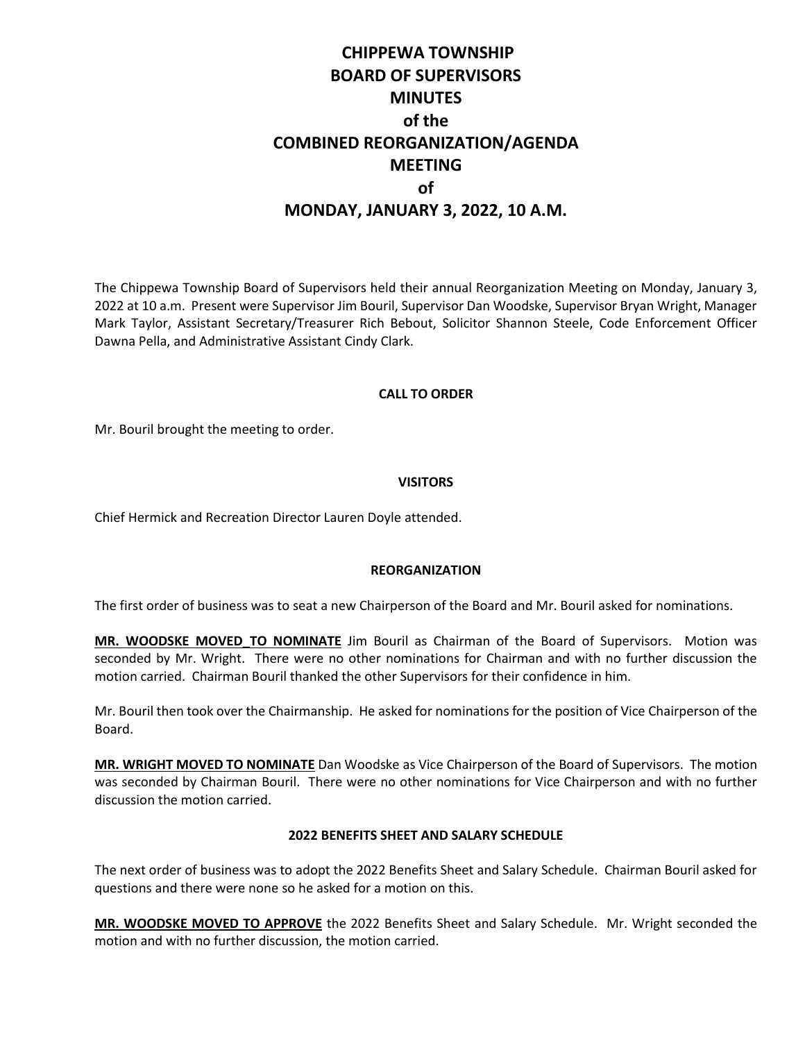# CHIPPEWA TOWNSHIP
# BOARD OF SUPERVISORS
# MINUTES
# of the
# COMBINED REORGANIZATION/AGENDA
# MEETING
# of
# MONDAY, JANUARY 3, 2022, 10 A.M.

The Chippewa Township Board of Supervisors held their annual Reorganization Meeting on Monday, January 3, 2022 at 10 a.m. Present were Supervisor Jim Bouril, Supervisor Dan Woodske, Supervisor Bryan Wright, Manager Mark Taylor, Assistant Secretary/Treasurer Rich Bebout, Solicitor Shannon Steele, Code Enforcement Officer Dawna Pella, and Administrative Assistant Cindy Clark.

## CALL TO ORDER

Mr. Bouril brought the meeting to order.

## VISITORS

Chief Hermick and Recreation Director Lauren Doyle attended.

## REORGANIZATION

The first order of business was to seat a new Chairperson of the Board and Mr. Bouril asked for nominations.

**MR. WOODSKE MOVED_TO NOMINATE** Jim Bouril as Chairman of the Board of Supervisors. Motion was seconded by Mr. Wright. There were no other nominations for Chairman and with no further discussion the motion carried. Chairman Bouril thanked the other Supervisors for their confidence in him.

Mr. Bouril then took over the Chairmanship. He asked for nominations for the position of Vice Chairperson of the Board.

**MR. WRIGHT MOVED TO NOMINATE** Dan Woodske as Vice Chairperson of the Board of Supervisors. The motion was seconded by Chairman Bouril. There were no other nominations for Vice Chairperson and with no further discussion the motion carried.

## 2022 BENEFITS SHEET AND SALARY SCHEDULE

The next order of business was to adopt the 2022 Benefits Sheet and Salary Schedule. Chairman Bouril asked for questions and there were none so he asked for a motion on this.

**MR. WOODSKE MOVED TO APPROVE** the 2022 Benefits Sheet and Salary Schedule. Mr. Wright seconded the motion and with no further discussion, the motion carried.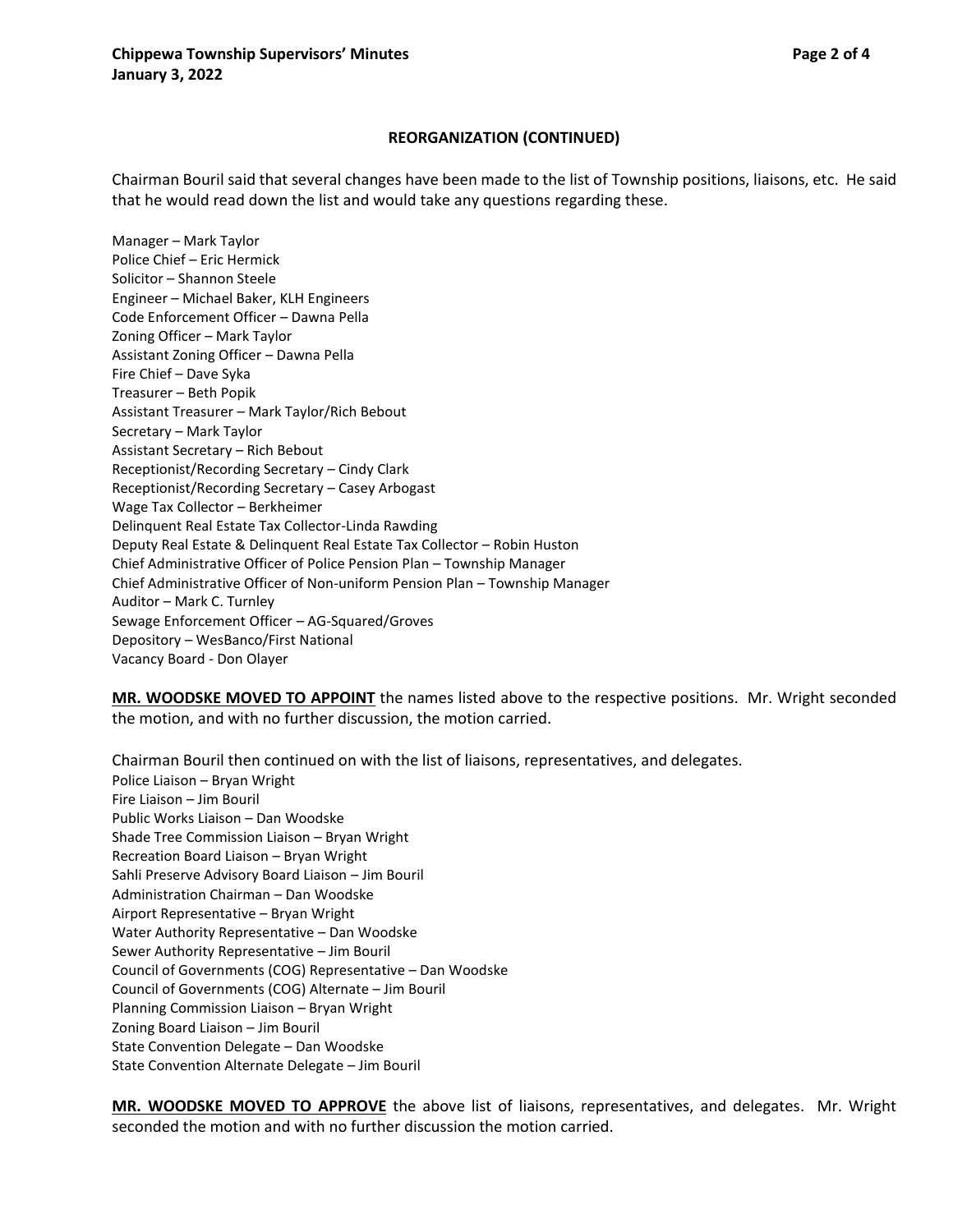## REORGANIZATION (CONTINUED)

Chairman Bouril said that several changes have been made to the list of Township positions, liaisons, etc. He said that he would read down the list and would take any questions regarding these.

Manager – Mark Taylor
Police Chief – Eric Hermick
Solicitor – Shannon Steele
Engineer – Michael Baker, KLH Engineers
Code Enforcement Officer – Dawna Pella
Zoning Officer – Mark Taylor
Assistant Zoning Officer – Dawna Pella
Fire Chief – Dave Syka
Treasurer – Beth Popik
Assistant Treasurer – Mark Taylor/Rich Bebout
Secretary – Mark Taylor
Assistant Secretary – Rich Bebout
Receptionist/Recording Secretary – Cindy Clark
Receptionist/Recording Secretary – Casey Arbogast
Wage Tax Collector – Berkheimer
Delinquent Real Estate Tax Collector-Linda Rawding
Deputy Real Estate & Delinquent Real Estate Tax Collector – Robin Huston
Chief Administrative Officer of Police Pension Plan – Township Manager
Chief Administrative Officer of Non-uniform Pension Plan – Township Manager
Auditor – Mark C. Turnley
Sewage Enforcement Officer – AG-Squared/Groves
Depository – WesBanco/First National
Vacancy Board - Don Olayer

**MR. WOODSKE MOVED TO APPOINT** the names listed above to the respective positions. Mr. Wright seconded the motion, and with no further discussion, the motion carried.

Chairman Bouril then continued on with the list of liaisons, representatives, and delegates.
Police Liaison – Bryan Wright
Fire Liaison – Jim Bouril
Public Works Liaison – Dan Woodske
Shade Tree Commission Liaison – Bryan Wright
Recreation Board Liaison – Bryan Wright
Sahli Preserve Advisory Board Liaison – Jim Bouril
Administration Chairman – Dan Woodske
Airport Representative – Bryan Wright
Water Authority Representative – Dan Woodske
Sewer Authority Representative – Jim Bouril
Council of Governments (COG) Representative – Dan Woodske
Council of Governments (COG) Alternate – Jim Bouril
Planning Commission Liaison – Bryan Wright
Zoning Board Liaison – Jim Bouril
State Convention Delegate – Dan Woodske
State Convention Alternate Delegate – Jim Bouril

**MR. WOODSKE MOVED TO APPROVE** the above list of liaisons, representatives, and delegates. Mr. Wright seconded the motion and with no further discussion the motion carried.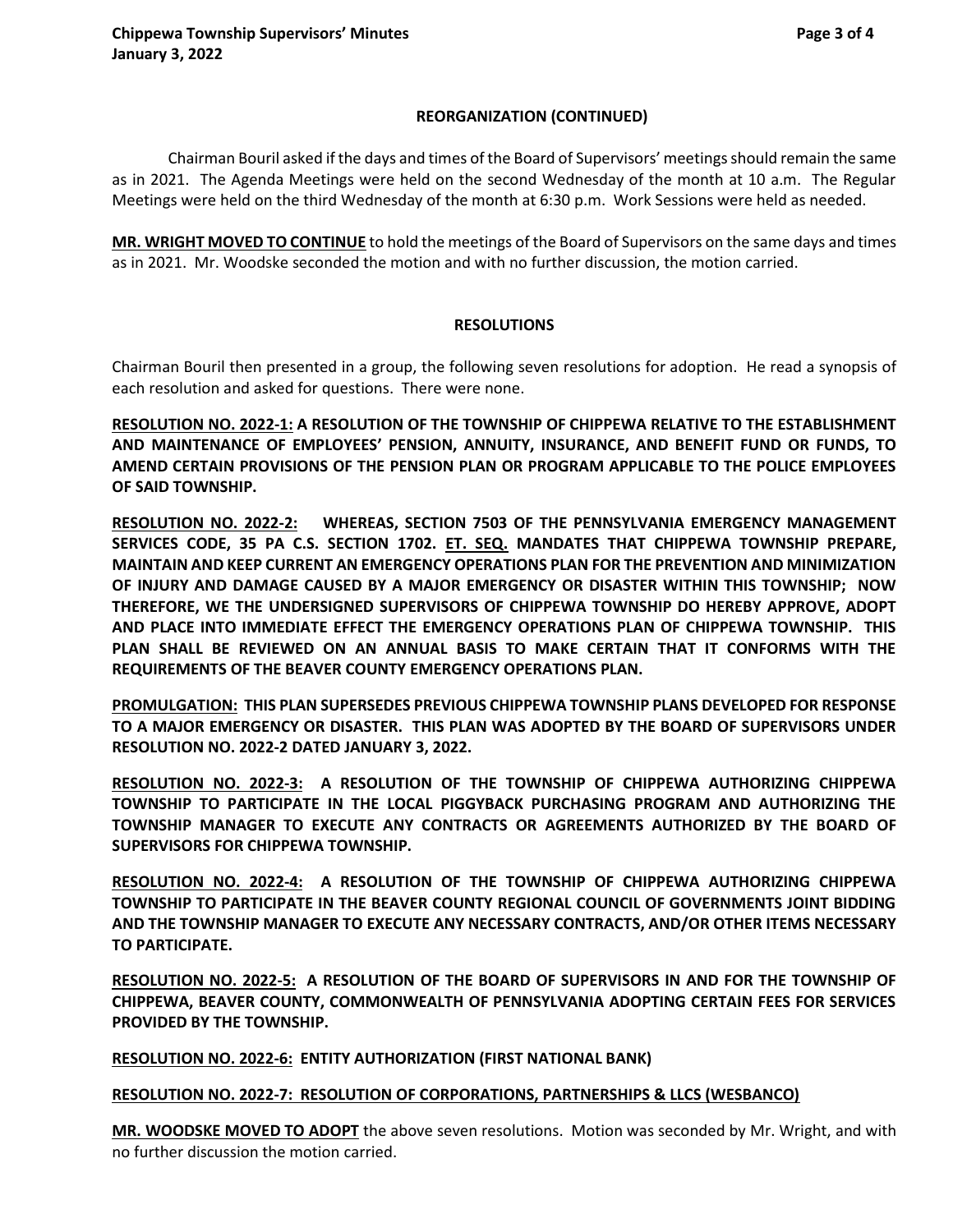## REORGANIZATION (CONTINUED)

Chairman Bouril asked if the days and times of the Board of Supervisors' meetings should remain the same as in 2021. The Agenda Meetings were held on the second Wednesday of the month at 10 a.m. The Regular Meetings were held on the third Wednesday of the month at 6:30 p.m. Work Sessions were held as needed.

**MR. WRIGHT MOVED TO CONTINUE** to hold the meetings of the Board of Supervisors on the same days and times as in 2021. Mr. Woodske seconded the motion and with no further discussion, the motion carried.

## RESOLUTIONS

Chairman Bouril then presented in a group, the following seven resolutions for adoption. He read a synopsis of each resolution and asked for questions. There were none.

**RESOLUTION NO. 2022-1: A RESOLUTION OF THE TOWNSHIP OF CHIPPEWA RELATIVE TO THE ESTABLISHMENT AND MAINTENANCE OF EMPLOYEES' PENSION, ANNUITY, INSURANCE, AND BENEFIT FUND OR FUNDS, TO AMEND CERTAIN PROVISIONS OF THE PENSION PLAN OR PROGRAM APPLICABLE TO THE POLICE EMPLOYEES OF SAID TOWNSHIP.**

**RESOLUTION NO. 2022-2: WHEREAS, SECTION 7503 OF THE PENNSYLVANIA EMERGENCY MANAGEMENT SERVICES CODE, 35 PA C.S. SECTION 1702. ET. SEQ. MANDATES THAT CHIPPEWA TOWNSHIP PREPARE, MAINTAIN AND KEEP CURRENT AN EMERGENCY OPERATIONS PLAN FOR THE PREVENTION AND MINIMIZATION OF INJURY AND DAMAGE CAUSED BY A MAJOR EMERGENCY OR DISASTER WITHIN THIS TOWNSHIP; NOW THEREFORE, WE THE UNDERSIGNED SUPERVISORS OF CHIPPEWA TOWNSHIP DO HEREBY APPROVE, ADOPT AND PLACE INTO IMMEDIATE EFFECT THE EMERGENCY OPERATIONS PLAN OF CHIPPEWA TOWNSHIP. THIS PLAN SHALL BE REVIEWED ON AN ANNUAL BASIS TO MAKE CERTAIN THAT IT CONFORMS WITH THE REQUIREMENTS OF THE BEAVER COUNTY EMERGENCY OPERATIONS PLAN.**

**PROMULGATION: THIS PLAN SUPERSEDES PREVIOUS CHIPPEWA TOWNSHIP PLANS DEVELOPED FOR RESPONSE TO A MAJOR EMERGENCY OR DISASTER. THIS PLAN WAS ADOPTED BY THE BOARD OF SUPERVISORS UNDER RESOLUTION NO. 2022-2 DATED JANUARY 3, 2022.**

**RESOLUTION NO. 2022-3: A RESOLUTION OF THE TOWNSHIP OF CHIPPEWA AUTHORIZING CHIPPEWA TOWNSHIP TO PARTICIPATE IN THE LOCAL PIGGYBACK PURCHASING PROGRAM AND AUTHORIZING THE TOWNSHIP MANAGER TO EXECUTE ANY CONTRACTS OR AGREEMENTS AUTHORIZED BY THE BOARD OF SUPERVISORS FOR CHIPPEWA TOWNSHIP.**

**RESOLUTION NO. 2022-4: A RESOLUTION OF THE TOWNSHIP OF CHIPPEWA AUTHORIZING CHIPPEWA TOWNSHIP TO PARTICIPATE IN THE BEAVER COUNTY REGIONAL COUNCIL OF GOVERNMENTS JOINT BIDDING AND THE TOWNSHIP MANAGER TO EXECUTE ANY NECESSARY CONTRACTS, AND/OR OTHER ITEMS NECESSARY TO PARTICIPATE.**

**RESOLUTION NO. 2022-5: A RESOLUTION OF THE BOARD OF SUPERVISORS IN AND FOR THE TOWNSHIP OF CHIPPEWA, BEAVER COUNTY, COMMONWEALTH OF PENNSYLVANIA ADOPTING CERTAIN FEES FOR SERVICES PROVIDED BY THE TOWNSHIP.**

**RESOLUTION NO. 2022-6: ENTITY AUTHORIZATION (FIRST NATIONAL BANK)**

**RESOLUTION NO. 2022-7: RESOLUTION OF CORPORATIONS, PARTNERSHIPS & LLCS (WESBANCO)**

**MR. WOODSKE MOVED TO ADOPT** the above seven resolutions. Motion was seconded by Mr. Wright, and with no further discussion the motion carried.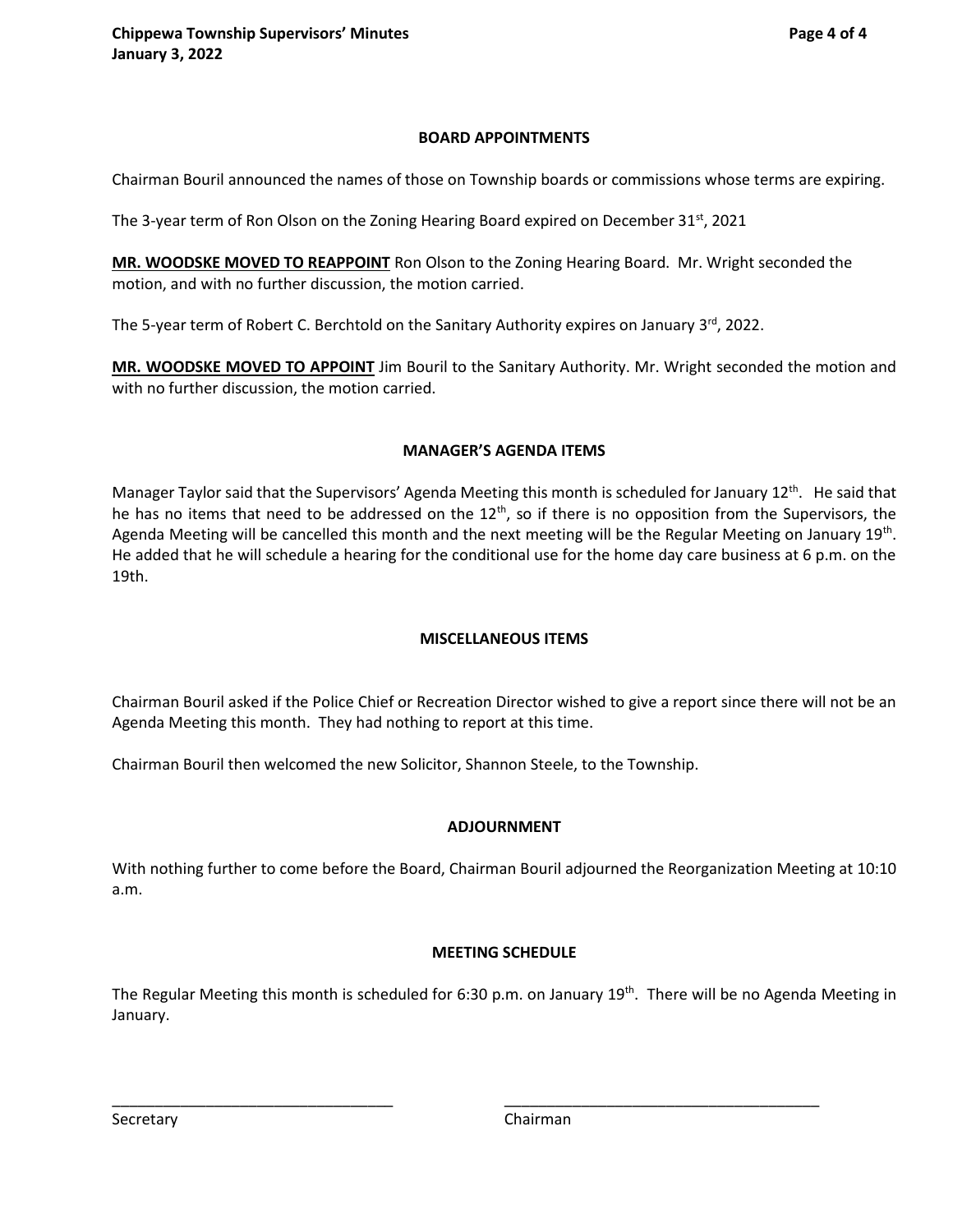## BOARD APPOINTMENTS

Chairman Bouril announced the names of those on Township boards or commissions whose terms are expiring.

The 3-year term of Ron Olson on the Zoning Hearing Board expired on December 31st, 2021

**MR. WOODSKE MOVED TO REAPPOINT** Ron Olson to the Zoning Hearing Board. Mr. Wright seconded the motion, and with no further discussion, the motion carried.

The 5-year term of Robert C. Berchtold on the Sanitary Authority expires on January 3rd, 2022.

**MR. WOODSKE MOVED TO APPOINT** Jim Bouril to the Sanitary Authority. Mr. Wright seconded the motion and with no further discussion, the motion carried.

## MANAGER'S AGENDA ITEMS

Manager Taylor said that the Supervisors' Agenda Meeting this month is scheduled for January 12th. He said that he has no items that need to be addressed on the 12th, so if there is no opposition from the Supervisors, the Agenda Meeting will be cancelled this month and the next meeting will be the Regular Meeting on January 19th. He added that he will schedule a hearing for the conditional use for the home day care business at 6 p.m. on the 19th.

## MISCELLANEOUS ITEMS

Chairman Bouril asked if the Police Chief or Recreation Director wished to give a report since there will not be an Agenda Meeting this month. They had nothing to report at this time.

Chairman Bouril then welcomed the new Solicitor, Shannon Steele, to the Township.

## ADJOURNMENT

With nothing further to come before the Board, Chairman Bouril adjourned the Reorganization Meeting at 10:10 a.m.

## MEETING SCHEDULE

The Regular Meeting this month is scheduled for 6:30 p.m. on January 19th. There will be no Agenda Meeting in January.

\_\_\_\_\_\_\_\_\_\_\_\_\_\_\_\_\_\_\_\_\_\_\_\_\_\_\_\_\_\_\_\_ \_\_\_\_\_\_\_\_\_\_\_\_\_\_\_\_\_\_\_\_\_\_\_\_\_\_\_\_\_\_\_\_

Secretary Chairman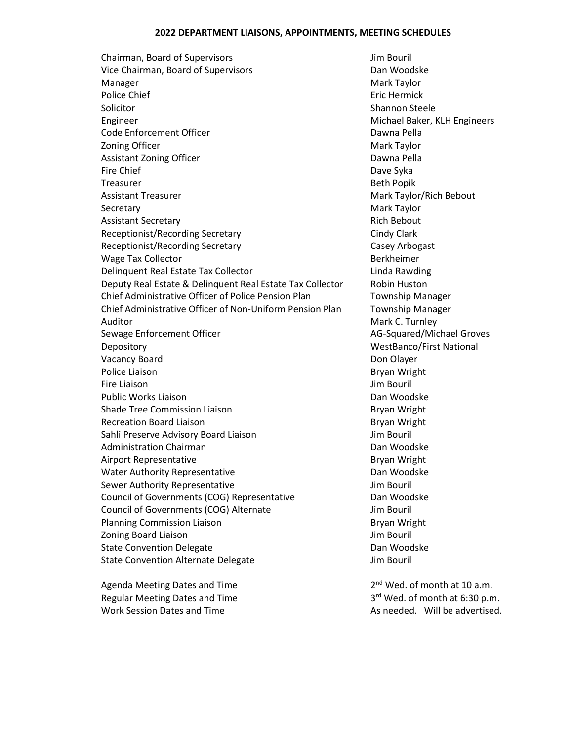# 2022 DEPARTMENT LIAISONS, APPOINTMENTS, MEETING SCHEDULES

| | |
|---|---|
| Chairman, Board of Supervisors | Jim Bouril |
| Vice Chairman, Board of Supervisors | Dan Woodske |
| Manager | Mark Taylor |
| Police Chief | Eric Hermick |
| Solicitor | Shannon Steele |
| Engineer | Michael Baker, KLH Engineers |
| Code Enforcement Officer | Dawna Pella |
| Zoning Officer | Mark Taylor |
| Assistant Zoning Officer | Dawna Pella |
| Fire Chief | Dave Syka |
| Treasurer | Beth Popik |
| Assistant Treasurer | Mark Taylor/Rich Bebout |
| Secretary | Mark Taylor |
| Assistant Secretary | Rich Bebout |
| Receptionist/Recording Secretary | Cindy Clark |
| Receptionist/Recording Secretary | Casey Arbogast |
| Wage Tax Collector | Berkheimer |
| Delinquent Real Estate Tax Collector | Linda Rawding |
| Deputy Real Estate & Delinquent Real Estate Tax Collector | Robin Huston |
| Chief Administrative Officer of Police Pension Plan | Township Manager |
| Chief Administrative Officer of Non-Uniform Pension Plan | Township Manager |
| Auditor | Mark C. Turnley |
| Sewage Enforcement Officer | AG-Squared/Michael Groves |
| Depository | WestBanco/First National |
| Vacancy Board | Don Olayer |
| Police Liaison | Bryan Wright |
| Fire Liaison | Jim Bouril |
| Public Works Liaison | Dan Woodske |
| Shade Tree Commission Liaison | Bryan Wright |
| Recreation Board Liaison | Bryan Wright |
| Sahli Preserve Advisory Board Liaison | Jim Bouril |
| Administration Chairman | Dan Woodske |
| Airport Representative | Bryan Wright |
| Water Authority Representative | Dan Woodske |
| Sewer Authority Representative | Jim Bouril |
| Council of Governments (COG) Representative | Dan Woodske |
| Council of Governments (COG) Alternate | Jim Bouril |
| Planning Commission Liaison | Bryan Wright |
| Zoning Board Liaison | Jim Bouril |
| State Convention Delegate | Dan Woodske |
| State Convention Alternate Delegate | Jim Bouril |

| | |
|---|---|
| Agenda Meeting Dates and Time | 2nd Wed. of month at 10 a.m. |
| Regular Meeting Dates and Time | 3rd Wed. of month at 6:30 p.m. |
| Work Session Dates and Time | As needed. Will be advertised. |